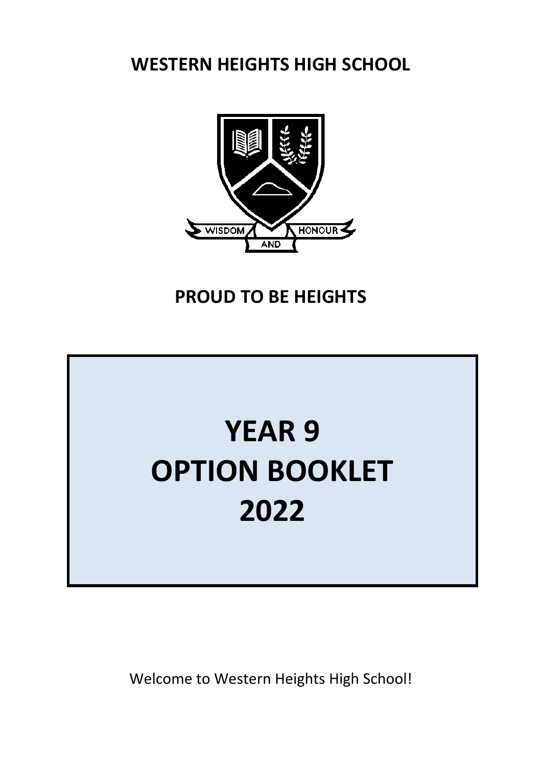# WESTERN HEIGHTS HIGH SCHOOL

WISDOM AND HONOUR

## PROUD TO BE HEIGHTS

# YEAR 9
# OPTION BOOKLET
# 2022

Welcome to Western Heights High School!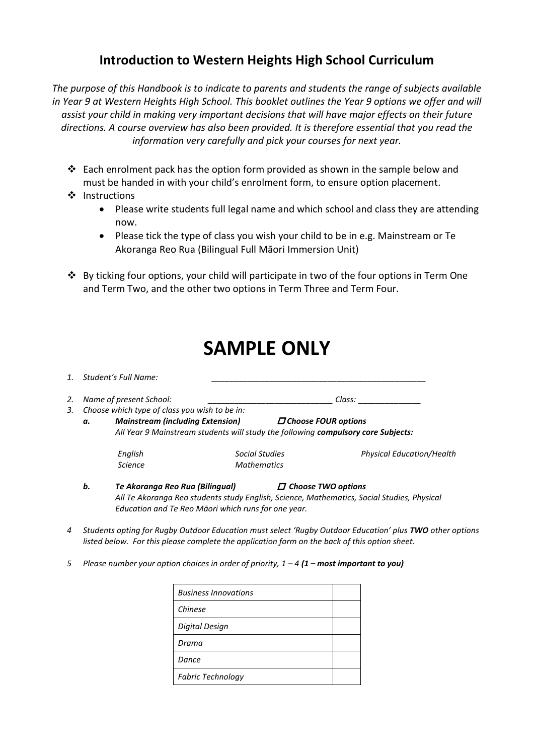## Introduction to Western Heights High School Curriculum

*The purpose of this Handbook is to indicate to parents and students the range of subjects available in Year 9 at Western Heights High School. This booklet outlines the Year 9 options we offer and will assist your child in making very important decisions that will have major effects on their future directions. A course overview has also been provided. It is therefore essential that you read the information very carefully and pick your courses for next year.*

- Each enrolment pack has the option form provided as shown in the sample below and must be handed in with your child's enrolment form, to ensure option placement.
- Instructions
  - Please write students full legal name and which school and class they are attending now.
  - Please tick the type of class you wish your child to be in e.g. Mainstream or Te Akoranga Reo Rua (Bilingual Full Māori Immersion Unit)
- By ticking four options, your child will participate in two of the four options in Term One and Term Two, and the other two options in Term Three and Term Four.

# SAMPLE ONLY

1. *Student's Full Name:* _______________________________________________
2. *Name of present School:* ___________________________ *Class:* _____________
3. *Choose which type of class you wish to be in:*
   - **a.** ***Mainstream (including Extension)*** ☐ ***Choose FOUR options***
     *All Year 9 Mainstream students will study the following* ***compulsory core Subjects:***

     | | | |
     |---|---|---|
     | *English* | *Social Studies* | *Physical Education/Health* |
     | *Science* | *Mathematics* | |

   - **b.** ***Te Akoranga Reo Rua (Bilingual)*** ☐ ***Choose TWO options***
     *All Te Akoranga Reo students study English, Science, Mathematics, Social Studies, Physical Education and Te Reo Māori which runs for one year.*

4. *Students opting for Rugby Outdoor Education must select 'Rugby Outdoor Education' plus* ***TWO*** *other options listed below. For this please complete the application form on the back of this option sheet.*
5. *Please number your option choices in order of priority, 1 – 4* ***(1 – most important to you)***

| | |
|---|---|
| *Business Innovations* | |
| *Chinese* | |
| *Digital Design* | |
| *Drama* | |
| *Dance* | |
| *Fabric Technology* | |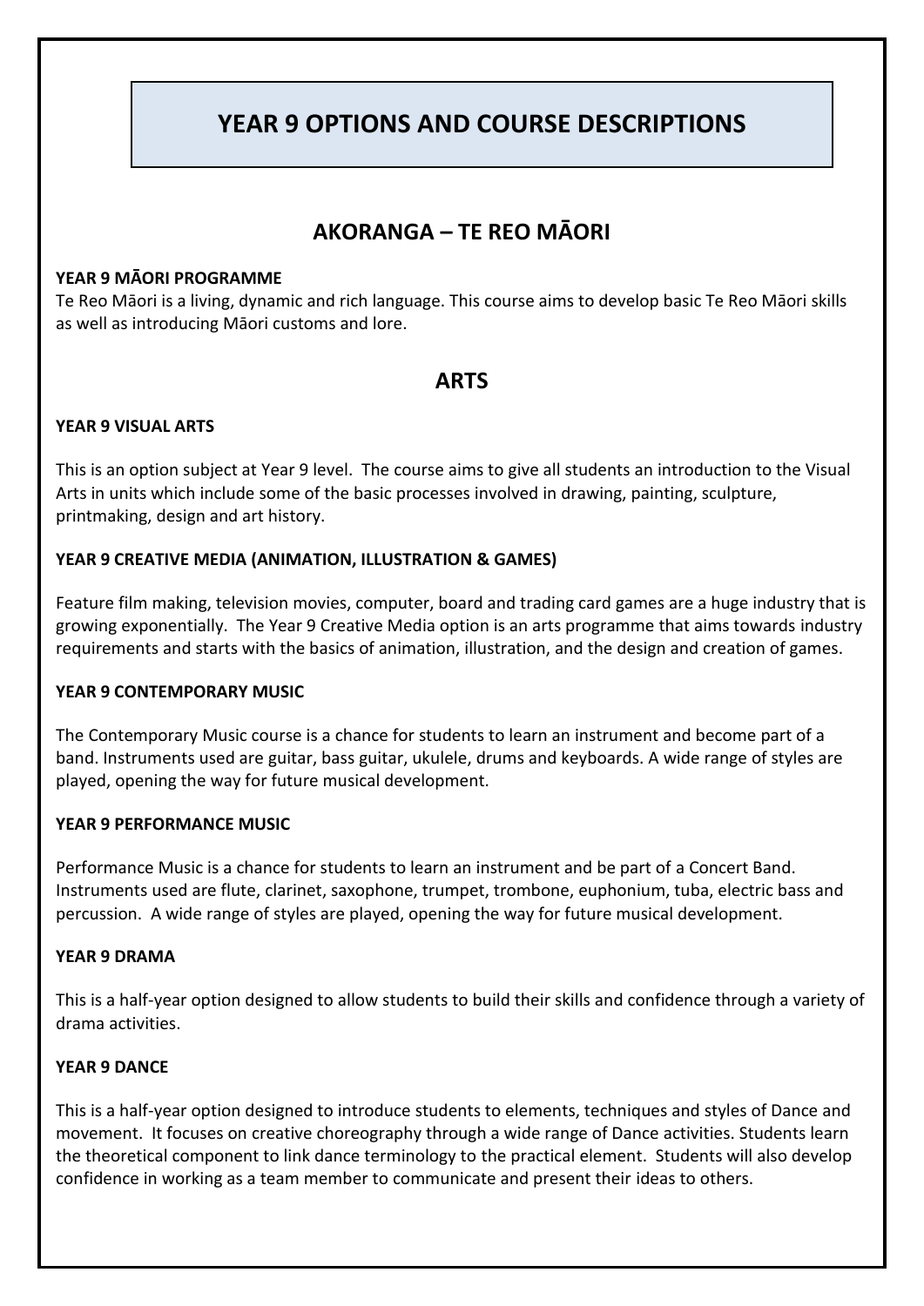# YEAR 9 OPTIONS AND COURSE DESCRIPTIONS

## AKORANGA – TE REO MĀORI

### YEAR 9 MĀORI PROGRAMME

Te Reo Māori is a living, dynamic and rich language. This course aims to develop basic Te Reo Māori skills as well as introducing Māori customs and lore.

## ARTS

### YEAR 9 VISUAL ARTS

This is an option subject at Year 9 level. The course aims to give all students an introduction to the Visual Arts in units which include some of the basic processes involved in drawing, painting, sculpture, printmaking, design and art history.

### YEAR 9 CREATIVE MEDIA (ANIMATION, ILLUSTRATION & GAMES)

Feature film making, television movies, computer, board and trading card games are a huge industry that is growing exponentially. The Year 9 Creative Media option is an arts programme that aims towards industry requirements and starts with the basics of animation, illustration, and the design and creation of games.

### YEAR 9 CONTEMPORARY MUSIC

The Contemporary Music course is a chance for students to learn an instrument and become part of a band. Instruments used are guitar, bass guitar, ukulele, drums and keyboards. A wide range of styles are played, opening the way for future musical development.

### YEAR 9 PERFORMANCE MUSIC

Performance Music is a chance for students to learn an instrument and be part of a Concert Band. Instruments used are flute, clarinet, saxophone, trumpet, trombone, euphonium, tuba, electric bass and percussion. A wide range of styles are played, opening the way for future musical development.

### YEAR 9 DRAMA

This is a half-year option designed to allow students to build their skills and confidence through a variety of drama activities.

### YEAR 9 DANCE

This is a half-year option designed to introduce students to elements, techniques and styles of Dance and movement. It focuses on creative choreography through a wide range of Dance activities. Students learn the theoretical component to link dance terminology to the practical element. Students will also develop confidence in working as a team member to communicate and present their ideas to others.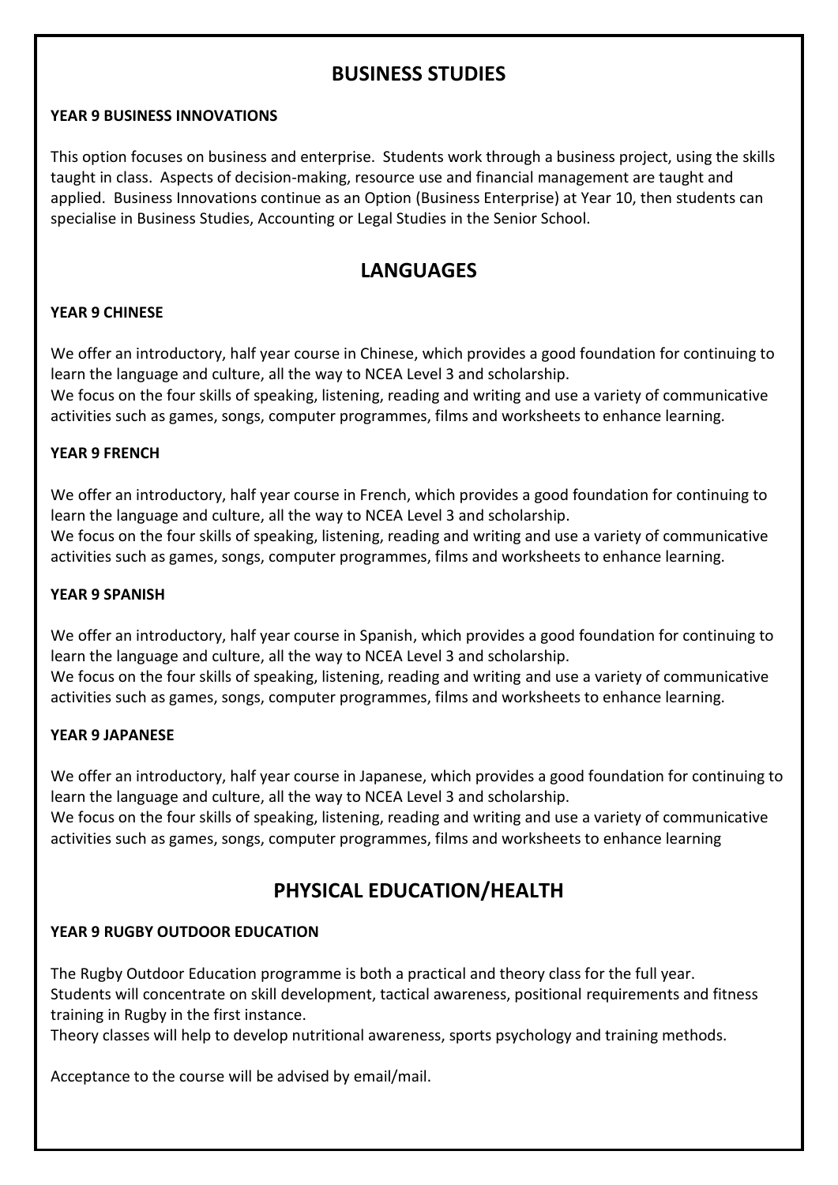## BUSINESS STUDIES

### YEAR 9 BUSINESS INNOVATIONS

This option focuses on business and enterprise. Students work through a business project, using the skills taught in class. Aspects of decision-making, resource use and financial management are taught and applied. Business Innovations continue as an Option (Business Enterprise) at Year 10, then students can specialise in Business Studies, Accounting or Legal Studies in the Senior School.

## LANGUAGES

### YEAR 9 CHINESE

We offer an introductory, half year course in Chinese, which provides a good foundation for continuing to learn the language and culture, all the way to NCEA Level 3 and scholarship.
We focus on the four skills of speaking, listening, reading and writing and use a variety of communicative activities such as games, songs, computer programmes, films and worksheets to enhance learning.

### YEAR 9 FRENCH

We offer an introductory, half year course in French, which provides a good foundation for continuing to learn the language and culture, all the way to NCEA Level 3 and scholarship.
We focus on the four skills of speaking, listening, reading and writing and use a variety of communicative activities such as games, songs, computer programmes, films and worksheets to enhance learning.

### YEAR 9 SPANISH

We offer an introductory, half year course in Spanish, which provides a good foundation for continuing to learn the language and culture, all the way to NCEA Level 3 and scholarship.
We focus on the four skills of speaking, listening, reading and writing and use a variety of communicative activities such as games, songs, computer programmes, films and worksheets to enhance learning.

### YEAR 9 JAPANESE

We offer an introductory, half year course in Japanese, which provides a good foundation for continuing to learn the language and culture, all the way to NCEA Level 3 and scholarship.
We focus on the four skills of speaking, listening, reading and writing and use a variety of communicative activities such as games, songs, computer programmes, films and worksheets to enhance learning

## PHYSICAL EDUCATION/HEALTH

### YEAR 9 RUGBY OUTDOOR EDUCATION

The Rugby Outdoor Education programme is both a practical and theory class for the full year.
Students will concentrate on skill development, tactical awareness, positional requirements and fitness training in Rugby in the first instance.
Theory classes will help to develop nutritional awareness, sports psychology and training methods.

Acceptance to the course will be advised by email/mail.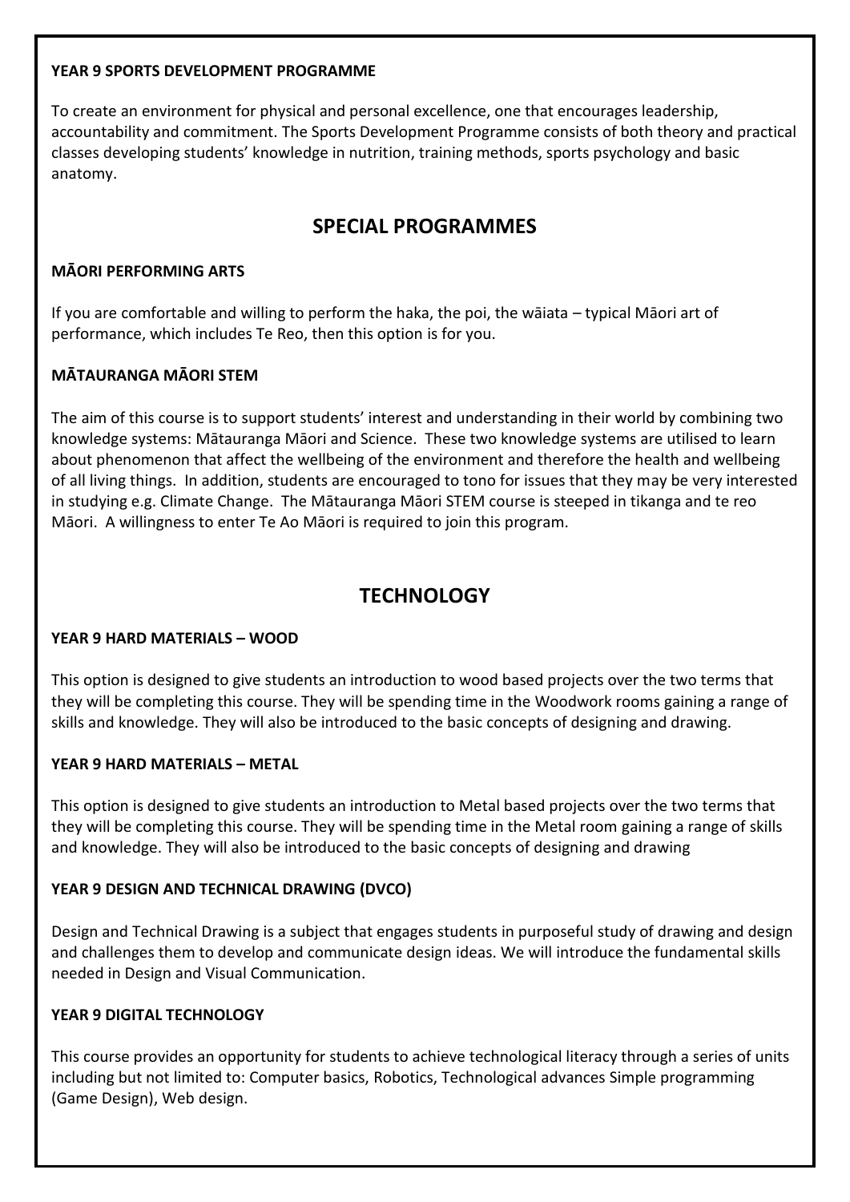**YEAR 9 SPORTS DEVELOPMENT PROGRAMME**

To create an environment for physical and personal excellence, one that encourages leadership, accountability and commitment. The Sports Development Programme consists of both theory and practical classes developing students' knowledge in nutrition, training methods, sports psychology and basic anatomy.

## SPECIAL PROGRAMMES

**MĀORI PERFORMING ARTS**

If you are comfortable and willing to perform the haka, the poi, the wāiata – typical Māori art of performance, which includes Te Reo, then this option is for you.

**MĀTAURANGA MĀORI STEM**

The aim of this course is to support students' interest and understanding in their world by combining two knowledge systems: Mātauranga Māori and Science. These two knowledge systems are utilised to learn about phenomenon that affect the wellbeing of the environment and therefore the health and wellbeing of all living things. In addition, students are encouraged to tono for issues that they may be very interested in studying e.g. Climate Change. The Mātauranga Māori STEM course is steeped in tikanga and te reo Māori. A willingness to enter Te Ao Māori is required to join this program.

## TECHNOLOGY

**YEAR 9 HARD MATERIALS – WOOD**

This option is designed to give students an introduction to wood based projects over the two terms that they will be completing this course. They will be spending time in the Woodwork rooms gaining a range of skills and knowledge. They will also be introduced to the basic concepts of designing and drawing.

**YEAR 9 HARD MATERIALS – METAL**

This option is designed to give students an introduction to Metal based projects over the two terms that they will be completing this course. They will be spending time in the Metal room gaining a range of skills and knowledge. They will also be introduced to the basic concepts of designing and drawing

**YEAR 9 DESIGN AND TECHNICAL DRAWING (DVCO)**

Design and Technical Drawing is a subject that engages students in purposeful study of drawing and design and challenges them to develop and communicate design ideas. We will introduce the fundamental skills needed in Design and Visual Communication.

**YEAR 9 DIGITAL TECHNOLOGY**

This course provides an opportunity for students to achieve technological literacy through a series of units including but not limited to: Computer basics, Robotics, Technological advances Simple programming (Game Design), Web design.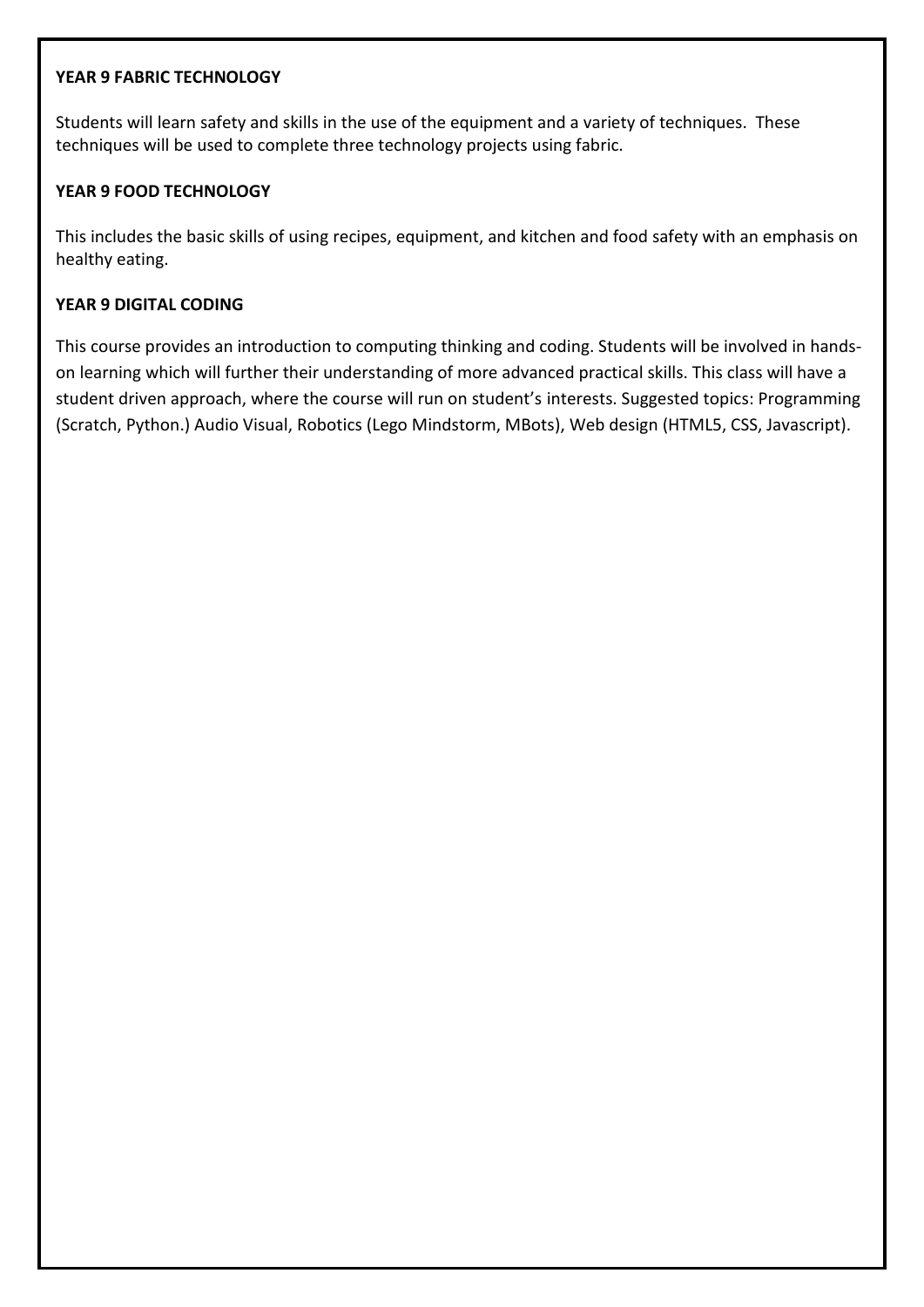**YEAR 9 FABRIC TECHNOLOGY**

Students will learn safety and skills in the use of the equipment and a variety of techniques. These techniques will be used to complete three technology projects using fabric.

**YEAR 9 FOOD TECHNOLOGY**

This includes the basic skills of using recipes, equipment, and kitchen and food safety with an emphasis on healthy eating.

**YEAR 9 DIGITAL CODING**

This course provides an introduction to computing thinking and coding. Students will be involved in hands-on learning which will further their understanding of more advanced practical skills. This class will have a student driven approach, where the course will run on student's interests. Suggested topics: Programming (Scratch, Python.) Audio Visual, Robotics (Lego Mindstorm, MBots), Web design (HTML5, CSS, Javascript).